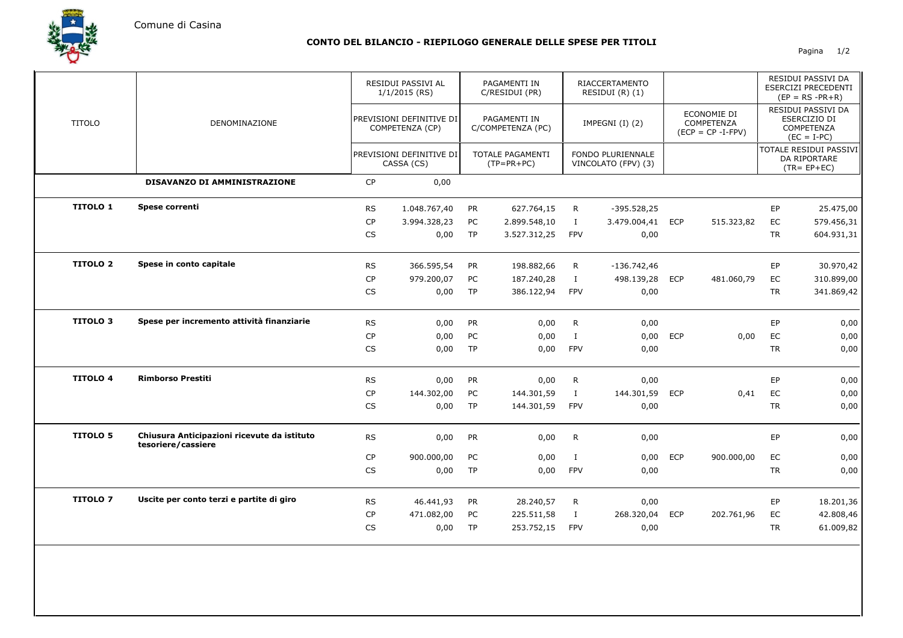Comune di Casina

# CONTO DEL BILANCIO - RIEPILOGO GENERALE DELLE SPESE PER TITOLI

| TITOLO | DENOMINAZIONE | RESIDUI PASSIVI AL 1/1/2015 (RS) / PREVISIONI DEFINITIVE DI COMPETENZA (CP) / PREVISIONI DEFINITIVE DI CASSA (CS) | | PAGAMENTI IN C/RESIDUI (PR) / PAGAMENTI IN C/COMPETENZA (PC) / TOTALE PAGAMENTI (TP=PR+PC) | | RIACCERTAMENTO RESIDUI (R) (1) / IMPEGNI (I) (2) / FONDO PLURIENNALE VINCOLATO (FPV) (3) | | ECONOMIE DI COMPETENZA (ECP = CP -I-FPV) | | RESIDUI PASSIVI DA ESERCIZI PRECEDENTI (EP = RS -PR+R) / RESIDUI PASSIVI DA ESERCIZIO DI COMPETENZA (EC = I-PC) / TOTALE RESIDUI PASSIVI DA RIPORTARE (TR= EP+EC) | |
|---|---|---|---|---|---|---|---|---|---|---|---|
| | **DISAVANZO DI AMMINISTRAZIONE** | CP | 0,00 | | | | | | | | |
| **TITOLO 1** | **Spese correnti** | RS | 1.048.767,40 | PR | 627.764,15 | R | -395.528,25 | | | EP | 25.475,00 |
| | | CP | 3.994.328,23 | PC | 2.899.548,10 | I | 3.479.004,41 | ECP | 515.323,82 | EC | 579.456,31 |
| | | CS | 0,00 | TP | 3.527.312,25 | FPV | 0,00 | | | TR | 604.931,31 |
| **TITOLO 2** | **Spese in conto capitale** | RS | 366.595,54 | PR | 198.882,66 | R | -136.742,46 | | | EP | 30.970,42 |
| | | CP | 979.200,07 | PC | 187.240,28 | I | 498.139,28 | ECP | 481.060,79 | EC | 310.899,00 |
| | | CS | 0,00 | TP | 386.122,94 | FPV | 0,00 | | | TR | 341.869,42 |
| **TITOLO 3** | **Spese per incremento attività finanziarie** | RS | 0,00 | PR | 0,00 | R | 0,00 | | | EP | 0,00 |
| | | CP | 0,00 | PC | 0,00 | I | 0,00 | ECP | 0,00 | EC | 0,00 |
| | | CS | 0,00 | TP | 0,00 | FPV | 0,00 | | | TR | 0,00 |
| **TITOLO 4** | **Rimborso Prestiti** | RS | 0,00 | PR | 0,00 | R | 0,00 | | | EP | 0,00 |
| | | CP | 144.302,00 | PC | 144.301,59 | I | 144.301,59 | ECP | 0,41 | EC | 0,00 |
| | | CS | 0,00 | TP | 144.301,59 | FPV | 0,00 | | | TR | 0,00 |
| **TITOLO 5** | **Chiusura Anticipazioni ricevute da istituto tesoriere/cassiere** | RS | 0,00 | PR | 0,00 | R | 0,00 | | | EP | 0,00 |
| | | CP | 900.000,00 | PC | 0,00 | I | 0,00 | ECP | 900.000,00 | EC | 0,00 |
| | | CS | 0,00 | TP | 0,00 | FPV | 0,00 | | | TR | 0,00 |
| **TITOLO 7** | **Uscite per conto terzi e partite di giro** | RS | 46.441,93 | PR | 28.240,57 | R | 0,00 | | | EP | 18.201,36 |
| | | CP | 471.082,00 | PC | 225.511,58 | I | 268.320,04 | ECP | 202.761,96 | EC | 42.808,46 |
| | | CS | 0,00 | TP | 253.752,15 | FPV | 0,00 | | | TR | 61.009,82 |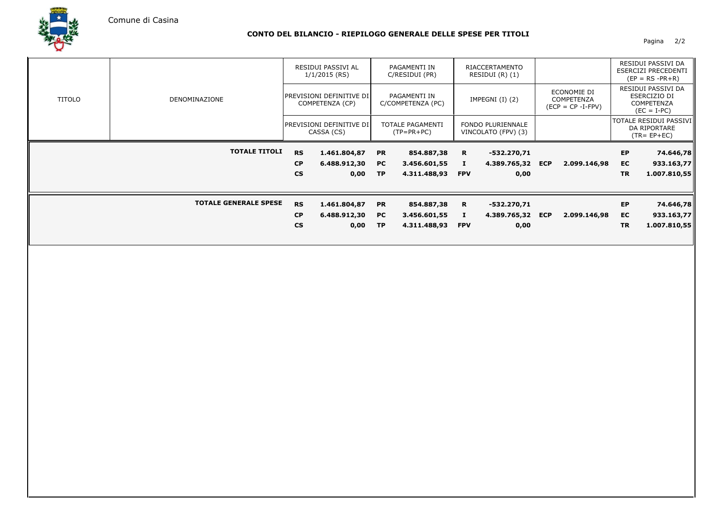Comune di Casina

## CONTO DEL BILANCIO - RIEPILOGO GENERALE DELLE SPESE PER TITOLI

| TITOLO | DENOMINAZIONE | | RESIDUI PASSIVI AL 1/1/2015 (RS) / PREVISIONI DEFINITIVE DI COMPETENZA (CP) / PREVISIONI DEFINITIVE DI CASSA (CS) | | PAGAMENTI IN C/RESIDUI (PR) / PAGAMENTI IN C/COMPETENZA (PC) / TOTALE PAGAMENTI (TP=PR+PC) | | RIACCERTAMENTO RESIDUI (R) (1) / IMPEGNI (I) (2) / FONDO PLURIENNALE VINCOLATO (FPV) (3) | | ECONOMIE DI COMPETENZA (ECP = CP -I-FPV) | | RESIDUI PASSIVI DA ESERCIZI PRECEDENTI (EP = RS -PR+R) / RESIDUI PASSIVI DA ESERCIZIO DI COMPETENZA (EC = I-PC) / TOTALE RESIDUI PASSIVI DA RIPORTARE (TR= EP+EC) |
|---|---|---|---|---|---|---|---|---|---|---|---|
| | **TOTALE TITOLI** | **RS** | **1.461.804,87** | **PR** | **854.887,38** | **R** | **-532.270,71** | | | **EP** | **74.646,78** |
| | | **CP** | **6.488.912,30** | **PC** | **3.456.601,55** | **I** | **4.389.765,32** | **ECP** | **2.099.146,98** | **EC** | **933.163,77** |
| | | **CS** | **0,00** | **TP** | **4.311.488,93** | **FPV** | **0,00** | | | **TR** | **1.007.810,55** |
| | **TOTALE GENERALE SPESE** | **RS** | **1.461.804,87** | **PR** | **854.887,38** | **R** | **-532.270,71** | | | **EP** | **74.646,78** |
| | | **CP** | **6.488.912,30** | **PC** | **3.456.601,55** | **I** | **4.389.765,32** | **ECP** | **2.099.146,98** | **EC** | **933.163,77** |
| | | **CS** | **0,00** | **TP** | **4.311.488,93** | **FPV** | **0,00** | | | **TR** | **1.007.810,55** |